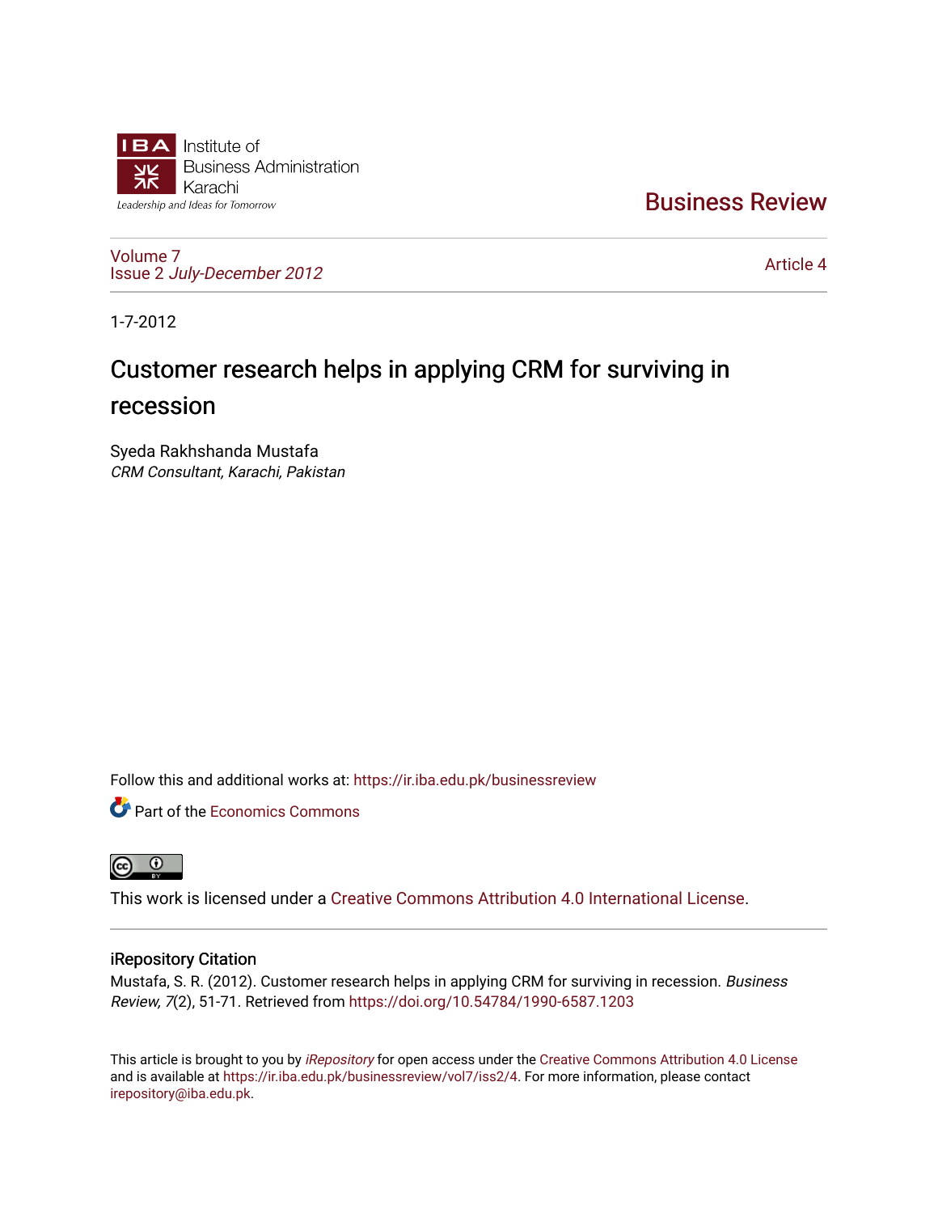Institute of Business Administration Karachi

Leadership and Ideas for Tomorrow

# Business Review

Volume 7
Issue 2 *July-December 2012*

Article 4

1-7-2012

# Customer research helps in applying CRM for surviving in recession

Syeda Rakhshanda Mustafa
*CRM Consultant, Karachi, Pakistan*

Follow this and additional works at: https://ir.iba.edu.pk/businessreview

Part of the Economics Commons

This work is licensed under a Creative Commons Attribution 4.0 International License.

## iRepository Citation

Mustafa, S. R. (2012). Customer research helps in applying CRM for surviving in recession. *Business Review, 7*(2), 51-71. Retrieved from https://doi.org/10.54784/1990-6587.1203

This article is brought to you by *iRepository* for open access under the Creative Commons Attribution 4.0 License and is available at https://ir.iba.edu.pk/businessreview/vol7/iss2/4. For more information, please contact irepository@iba.edu.pk.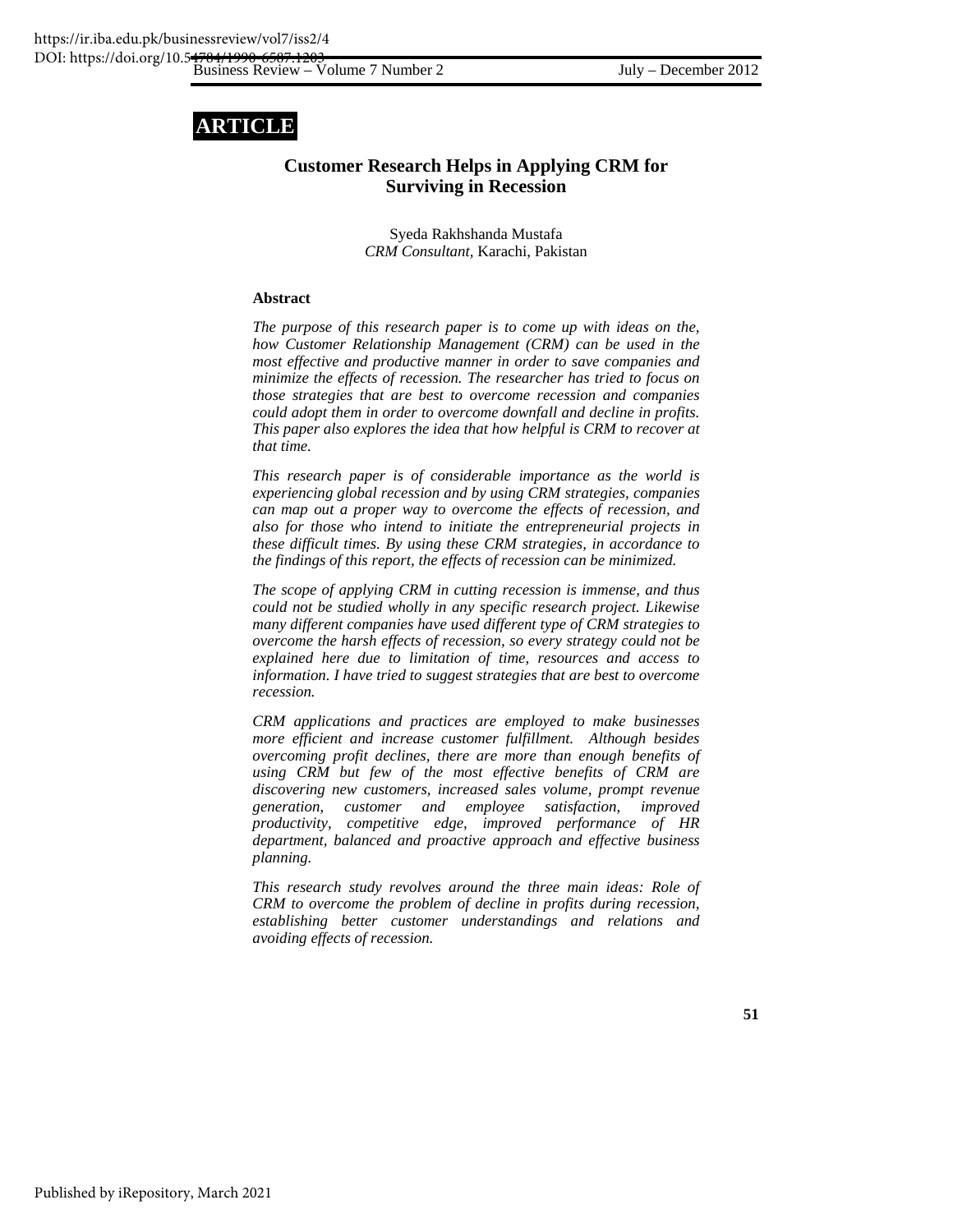**ARTICLE**

# Customer Research Helps in Applying CRM for Surviving in Recession

Syeda Rakhshanda Mustafa
*CRM Consultant,* Karachi, Pakistan

### Abstract

*The purpose of this research paper is to come up with ideas on the, how Customer Relationship Management (CRM) can be used in the most effective and productive manner in order to save companies and minimize the effects of recession. The researcher has tried to focus on those strategies that are best to overcome recession and companies could adopt them in order to overcome downfall and decline in profits. This paper also explores the idea that how helpful is CRM to recover at that time.*

*This research paper is of considerable importance as the world is experiencing global recession and by using CRM strategies, companies can map out a proper way to overcome the effects of recession, and also for those who intend to initiate the entrepreneurial projects in these difficult times. By using these CRM strategies, in accordance to the findings of this report, the effects of recession can be minimized.*

*The scope of applying CRM in cutting recession is immense, and thus could not be studied wholly in any specific research project. Likewise many different companies have used different type of CRM strategies to overcome the harsh effects of recession, so every strategy could not be explained here due to limitation of time, resources and access to information. I have tried to suggest strategies that are best to overcome recession.*

*CRM applications and practices are employed to make businesses more efficient and increase customer fulfillment. Although besides overcoming profit declines, there are more than enough benefits of using CRM but few of the most effective benefits of CRM are discovering new customers, increased sales volume, prompt revenue generation, customer and employee satisfaction, improved productivity, competitive edge, improved performance of HR department, balanced and proactive approach and effective business planning.*

*This research study revolves around the three main ideas: Role of CRM to overcome the problem of decline in profits during recession, establishing better customer understandings and relations and avoiding effects of recession.*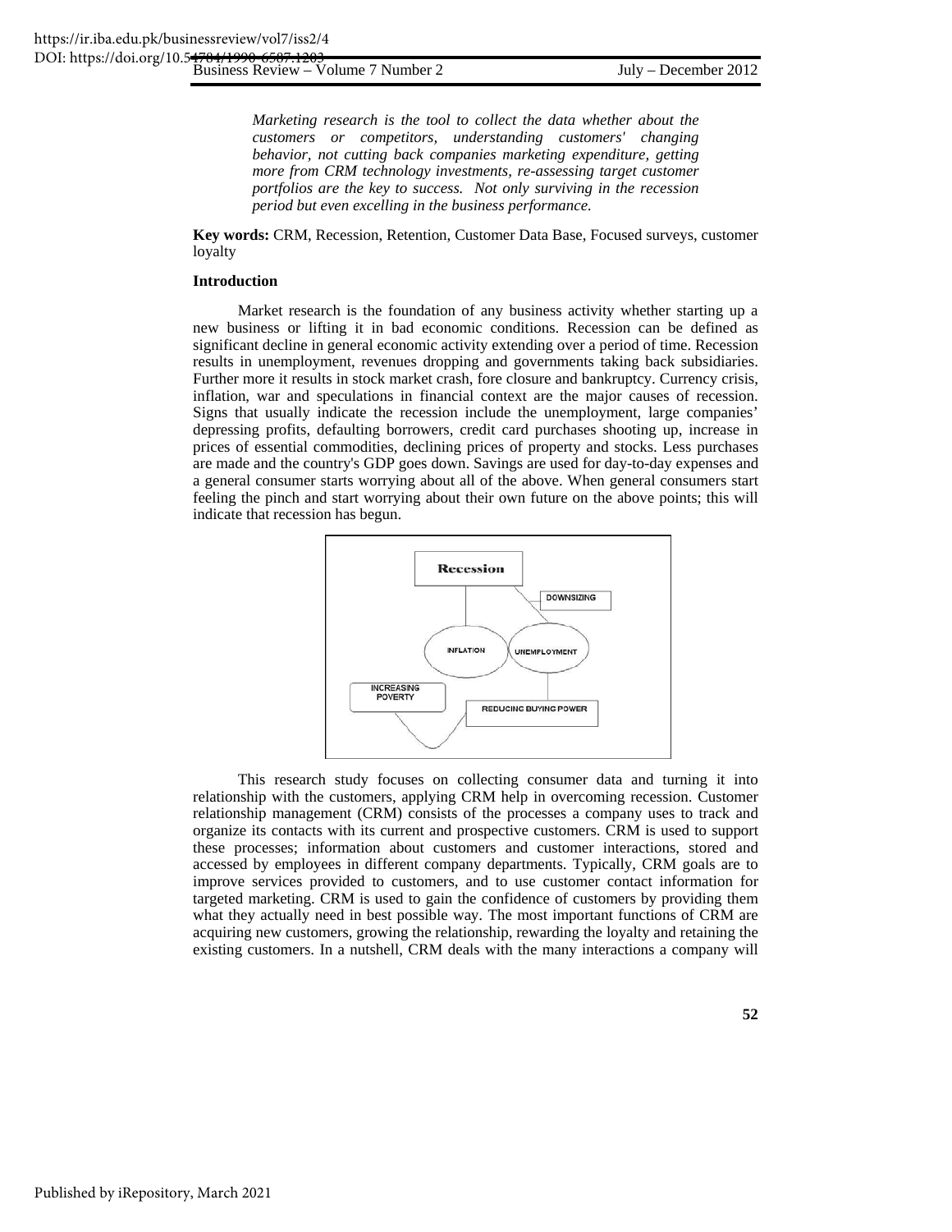*Marketing research is the tool to collect the data whether about the customers or competitors, understanding customers' changing behavior, not cutting back companies marketing expenditure, getting more from CRM technology investments, re-assessing target customer portfolios are the key to success. Not only surviving in the recession period but even excelling in the business performance.*

**Key words:** CRM, Recession, Retention, Customer Data Base, Focused surveys, customer loyalty

## Introduction

Market research is the foundation of any business activity whether starting up a new business or lifting it in bad economic conditions. Recession can be defined as significant decline in general economic activity extending over a period of time. Recession results in unemployment, revenues dropping and governments taking back subsidiaries. Further more it results in stock market crash, fore closure and bankruptcy. Currency crisis, inflation, war and speculations in financial context are the major causes of recession. Signs that usually indicate the recession include the unemployment, large companies' depressing profits, defaulting borrowers, credit card purchases shooting up, increase in prices of essential commodities, declining prices of property and stocks. Less purchases are made and the country's GDP goes down. Savings are used for day-to-day expenses and a general consumer starts worrying about all of the above. When general consumers start feeling the pinch and start worrying about their own future on the above points; this will indicate that recession has begun.

This research study focuses on collecting consumer data and turning it into relationship with the customers, applying CRM help in overcoming recession. Customer relationship management (CRM) consists of the processes a company uses to track and organize its contacts with its current and prospective customers. CRM is used to support these processes; information about customers and customer interactions, stored and accessed by employees in different company departments. Typically, CRM goals are to improve services provided to customers, and to use customer contact information for targeted marketing. CRM is used to gain the confidence of customers by providing them what they actually need in best possible way. The most important functions of CRM are acquiring new customers, growing the relationship, rewarding the loyalty and retaining the existing customers. In a nutshell, CRM deals with the many interactions a company will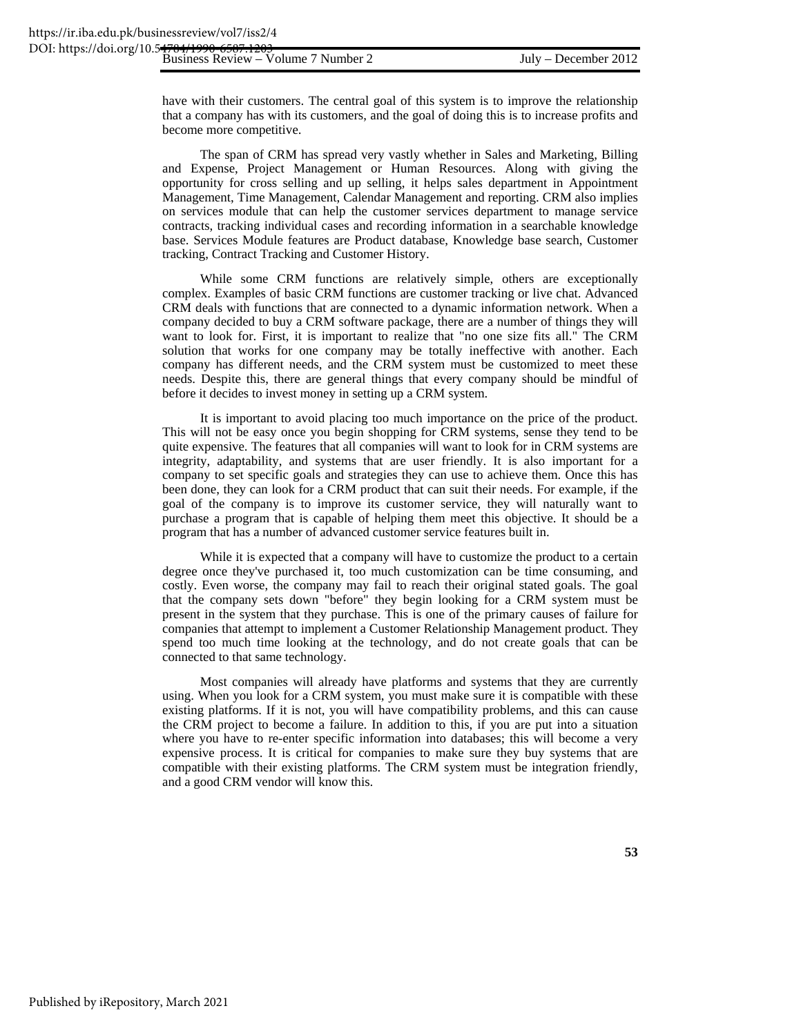have with their customers. The central goal of this system is to improve the relationship that a company has with its customers, and the goal of doing this is to increase profits and become more competitive.

The span of CRM has spread very vastly whether in Sales and Marketing, Billing and Expense, Project Management or Human Resources. Along with giving the opportunity for cross selling and up selling, it helps sales department in Appointment Management, Time Management, Calendar Management and reporting. CRM also implies on services module that can help the customer services department to manage service contracts, tracking individual cases and recording information in a searchable knowledge base. Services Module features are Product database, Knowledge base search, Customer tracking, Contract Tracking and Customer History.

While some CRM functions are relatively simple, others are exceptionally complex. Examples of basic CRM functions are customer tracking or live chat. Advanced CRM deals with functions that are connected to a dynamic information network. When a company decided to buy a CRM software package, there are a number of things they will want to look for. First, it is important to realize that "no one size fits all." The CRM solution that works for one company may be totally ineffective with another. Each company has different needs, and the CRM system must be customized to meet these needs. Despite this, there are general things that every company should be mindful of before it decides to invest money in setting up a CRM system.

It is important to avoid placing too much importance on the price of the product. This will not be easy once you begin shopping for CRM systems, sense they tend to be quite expensive. The features that all companies will want to look for in CRM systems are integrity, adaptability, and systems that are user friendly. It is also important for a company to set specific goals and strategies they can use to achieve them. Once this has been done, they can look for a CRM product that can suit their needs. For example, if the goal of the company is to improve its customer service, they will naturally want to purchase a program that is capable of helping them meet this objective. It should be a program that has a number of advanced customer service features built in.

While it is expected that a company will have to customize the product to a certain degree once they've purchased it, too much customization can be time consuming, and costly. Even worse, the company may fail to reach their original stated goals. The goal that the company sets down "before" they begin looking for a CRM system must be present in the system that they purchase. This is one of the primary causes of failure for companies that attempt to implement a Customer Relationship Management product. They spend too much time looking at the technology, and do not create goals that can be connected to that same technology.

Most companies will already have platforms and systems that they are currently using. When you look for a CRM system, you must make sure it is compatible with these existing platforms. If it is not, you will have compatibility problems, and this can cause the CRM project to become a failure. In addition to this, if you are put into a situation where you have to re-enter specific information into databases; this will become a very expensive process. It is critical for companies to make sure they buy systems that are compatible with their existing platforms. The CRM system must be integration friendly, and a good CRM vendor will know this.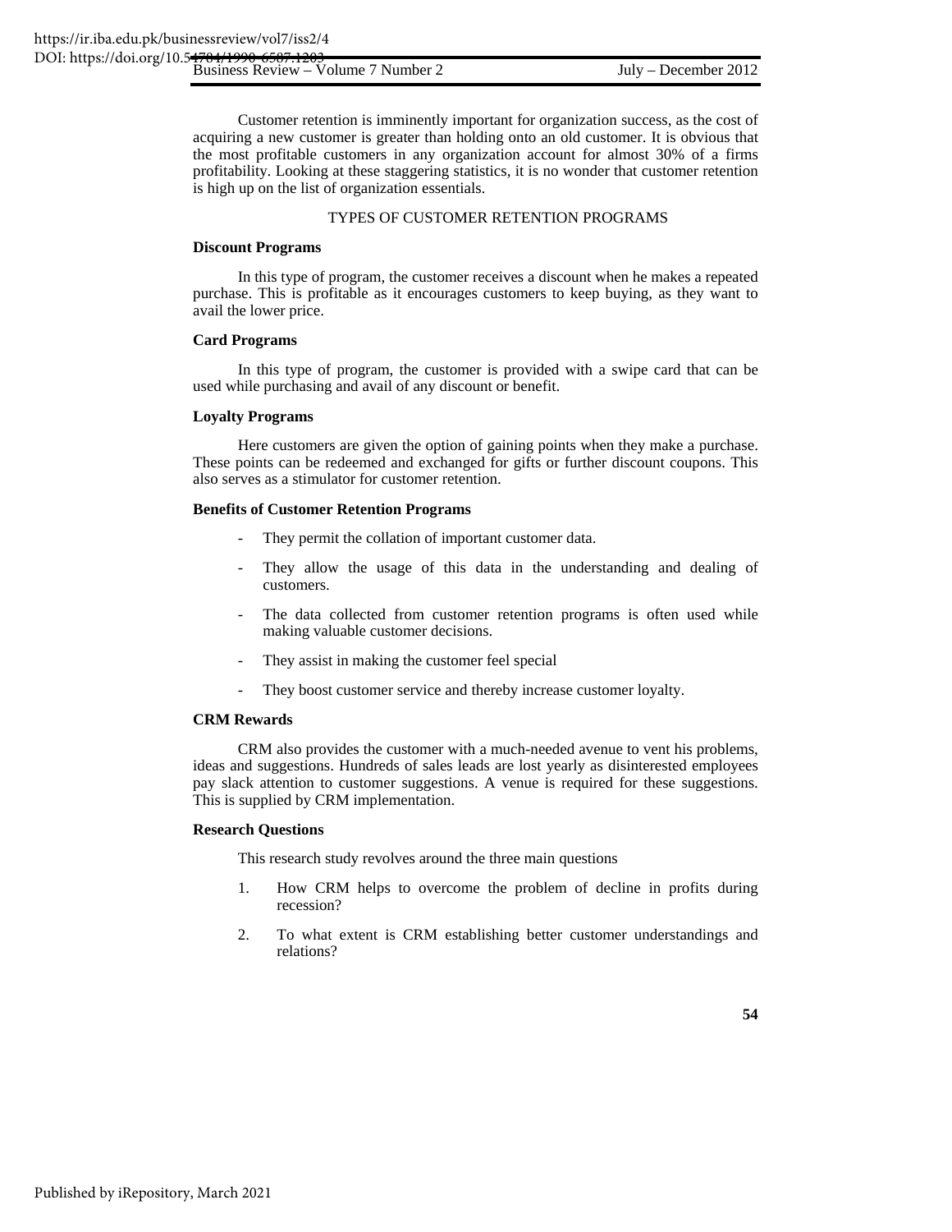Customer retention is imminently important for organization success, as the cost of acquiring a new customer is greater than holding onto an old customer. It is obvious that the most profitable customers in any organization account for almost 30% of a firms profitability. Looking at these staggering statistics, it is no wonder that customer retention is high up on the list of organization essentials.

## TYPES OF CUSTOMER RETENTION PROGRAMS

### Discount Programs

In this type of program, the customer receives a discount when he makes a repeated purchase. This is profitable as it encourages customers to keep buying, as they want to avail the lower price.

### Card Programs

In this type of program, the customer is provided with a swipe card that can be used while purchasing and avail of any discount or benefit.

### Loyalty Programs

Here customers are given the option of gaining points when they make a purchase. These points can be redeemed and exchanged for gifts or further discount coupons. This also serves as a stimulator for customer retention.

### Benefits of Customer Retention Programs

- They permit the collation of important customer data.
- They allow the usage of this data in the understanding and dealing of customers.
- The data collected from customer retention programs is often used while making valuable customer decisions.
- They assist in making the customer feel special
- They boost customer service and thereby increase customer loyalty.

### CRM Rewards

CRM also provides the customer with a much-needed avenue to vent his problems, ideas and suggestions. Hundreds of sales leads are lost yearly as disinterested employees pay slack attention to customer suggestions. A venue is required for these suggestions. This is supplied by CRM implementation.

### Research Questions

This research study revolves around the three main questions

1. How CRM helps to overcome the problem of decline in profits during recession?
2. To what extent is CRM establishing better customer understandings and relations?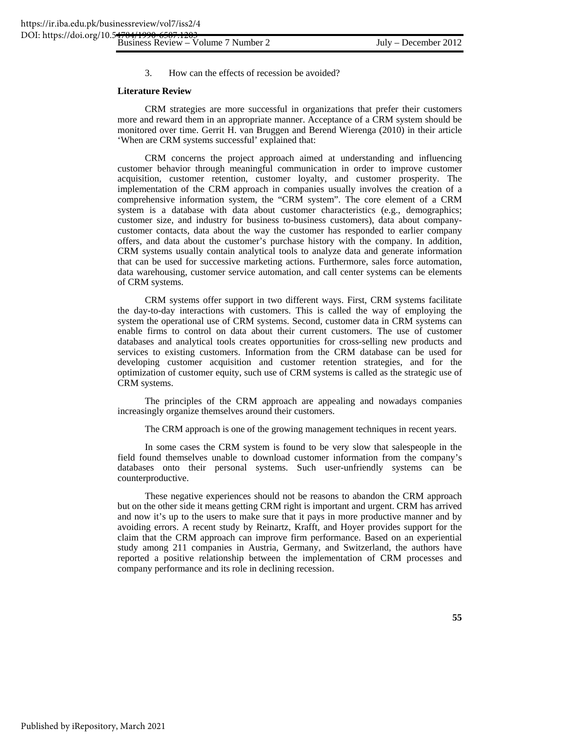3. How can the effects of recession be avoided?

**Literature Review**

CRM strategies are more successful in organizations that prefer their customers more and reward them in an appropriate manner. Acceptance of a CRM system should be monitored over time. Gerrit H. van Bruggen and Berend Wierenga (2010) in their article 'When are CRM systems successful' explained that:

CRM concerns the project approach aimed at understanding and influencing customer behavior through meaningful communication in order to improve customer acquisition, customer retention, customer loyalty, and customer prosperity. The implementation of the CRM approach in companies usually involves the creation of a comprehensive information system, the "CRM system". The core element of a CRM system is a database with data about customer characteristics (e.g., demographics; customer size, and industry for business to-business customers), data about company-customer contacts, data about the way the customer has responded to earlier company offers, and data about the customer's purchase history with the company. In addition, CRM systems usually contain analytical tools to analyze data and generate information that can be used for successive marketing actions. Furthermore, sales force automation, data warehousing, customer service automation, and call center systems can be elements of CRM systems.

CRM systems offer support in two different ways. First, CRM systems facilitate the day-to-day interactions with customers. This is called the way of employing the system the operational use of CRM systems. Second, customer data in CRM systems can enable firms to control on data about their current customers. The use of customer databases and analytical tools creates opportunities for cross-selling new products and services to existing customers. Information from the CRM database can be used for developing customer acquisition and customer retention strategies, and for the optimization of customer equity, such use of CRM systems is called as the strategic use of CRM systems.

The principles of the CRM approach are appealing and nowadays companies increasingly organize themselves around their customers.

The CRM approach is one of the growing management techniques in recent years.

In some cases the CRM system is found to be very slow that salespeople in the field found themselves unable to download customer information from the company's databases onto their personal systems. Such user-unfriendly systems can be counterproductive.

These negative experiences should not be reasons to abandon the CRM approach but on the other side it means getting CRM right is important and urgent. CRM has arrived and now it's up to the users to make sure that it pays in more productive manner and by avoiding errors. A recent study by Reinartz, Krafft, and Hoyer provides support for the claim that the CRM approach can improve firm performance. Based on an experiential study among 211 companies in Austria, Germany, and Switzerland, the authors have reported a positive relationship between the implementation of CRM processes and company performance and its role in declining recession.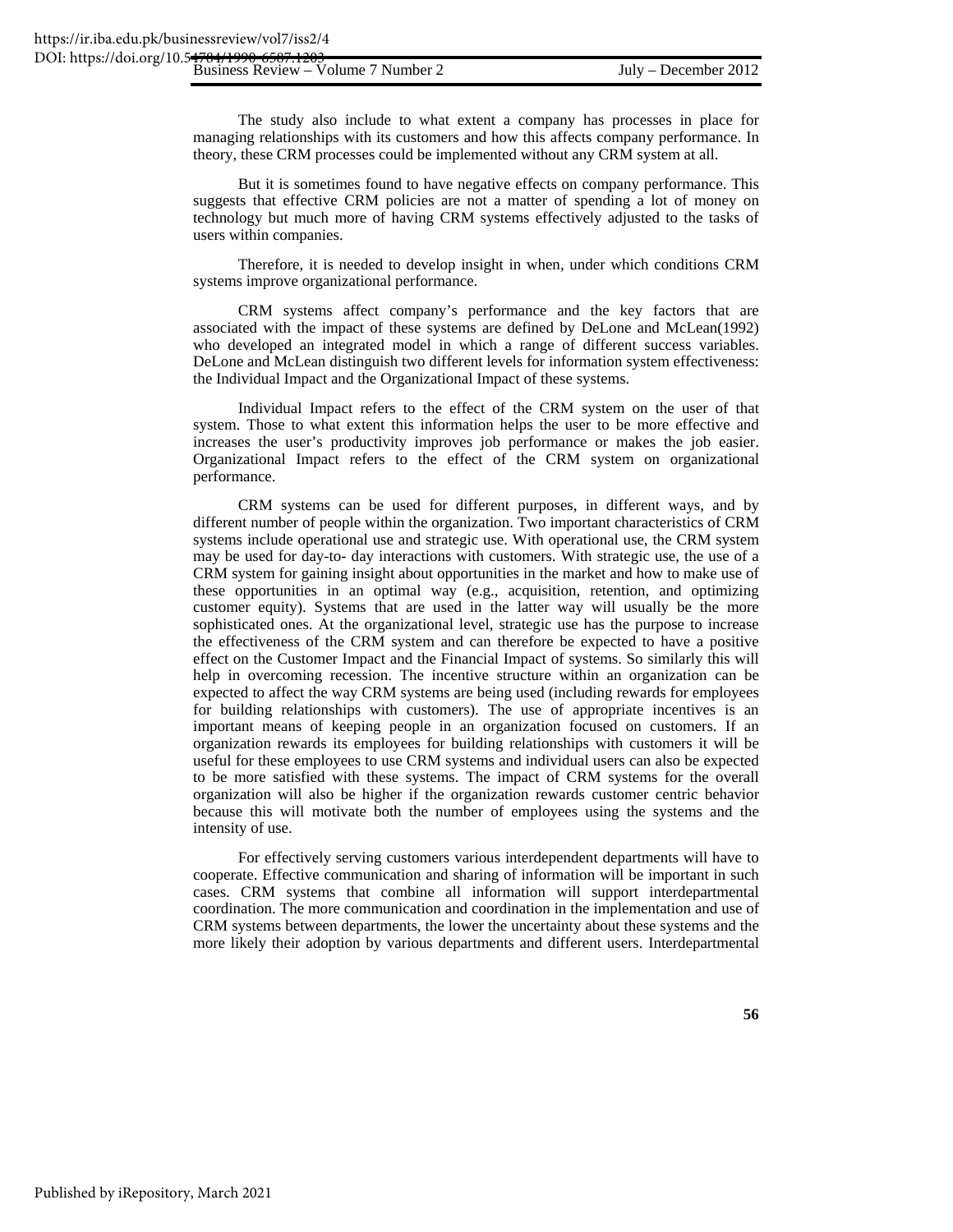The study also include to what extent a company has processes in place for managing relationships with its customers and how this affects company performance. In theory, these CRM processes could be implemented without any CRM system at all.

But it is sometimes found to have negative effects on company performance. This suggests that effective CRM policies are not a matter of spending a lot of money on technology but much more of having CRM systems effectively adjusted to the tasks of users within companies.

Therefore, it is needed to develop insight in when, under which conditions CRM systems improve organizational performance.

CRM systems affect company's performance and the key factors that are associated with the impact of these systems are defined by DeLone and McLean(1992) who developed an integrated model in which a range of different success variables. DeLone and McLean distinguish two different levels for information system effectiveness: the Individual Impact and the Organizational Impact of these systems.

Individual Impact refers to the effect of the CRM system on the user of that system. Those to what extent this information helps the user to be more effective and increases the user's productivity improves job performance or makes the job easier. Organizational Impact refers to the effect of the CRM system on organizational performance.

CRM systems can be used for different purposes, in different ways, and by different number of people within the organization. Two important characteristics of CRM systems include operational use and strategic use. With operational use, the CRM system may be used for day-to- day interactions with customers. With strategic use, the use of a CRM system for gaining insight about opportunities in the market and how to make use of these opportunities in an optimal way (e.g., acquisition, retention, and optimizing customer equity). Systems that are used in the latter way will usually be the more sophisticated ones. At the organizational level, strategic use has the purpose to increase the effectiveness of the CRM system and can therefore be expected to have a positive effect on the Customer Impact and the Financial Impact of systems. So similarly this will help in overcoming recession. The incentive structure within an organization can be expected to affect the way CRM systems are being used (including rewards for employees for building relationships with customers). The use of appropriate incentives is an important means of keeping people in an organization focused on customers. If an organization rewards its employees for building relationships with customers it will be useful for these employees to use CRM systems and individual users can also be expected to be more satisfied with these systems. The impact of CRM systems for the overall organization will also be higher if the organization rewards customer centric behavior because this will motivate both the number of employees using the systems and the intensity of use.

For effectively serving customers various interdependent departments will have to cooperate. Effective communication and sharing of information will be important in such cases. CRM systems that combine all information will support interdepartmental coordination. The more communication and coordination in the implementation and use of CRM systems between departments, the lower the uncertainty about these systems and the more likely their adoption by various departments and different users. Interdepartmental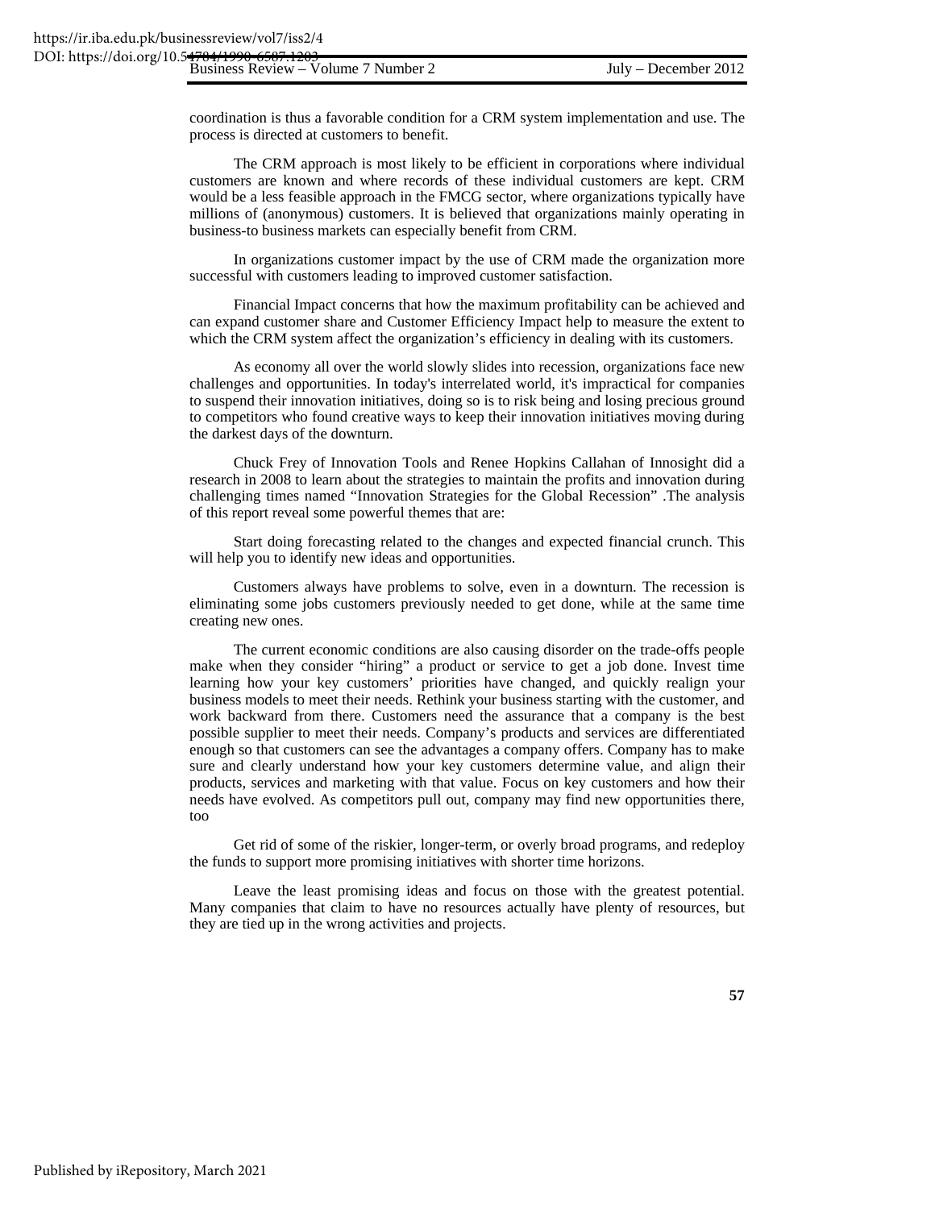coordination is thus a favorable condition for a CRM system implementation and use. The process is directed at customers to benefit.

The CRM approach is most likely to be efficient in corporations where individual customers are known and where records of these individual customers are kept. CRM would be a less feasible approach in the FMCG sector, where organizations typically have millions of (anonymous) customers. It is believed that organizations mainly operating in business-to business markets can especially benefit from CRM.

In organizations customer impact by the use of CRM made the organization more successful with customers leading to improved customer satisfaction.

Financial Impact concerns that how the maximum profitability can be achieved and can expand customer share and Customer Efficiency Impact help to measure the extent to which the CRM system affect the organization's efficiency in dealing with its customers.

As economy all over the world slowly slides into recession, organizations face new challenges and opportunities. In today's interrelated world, it's impractical for companies to suspend their innovation initiatives, doing so is to risk being and losing precious ground to competitors who found creative ways to keep their innovation initiatives moving during the darkest days of the downturn.

Chuck Frey of Innovation Tools and Renee Hopkins Callahan of Innosight did a research in 2008 to learn about the strategies to maintain the profits and innovation during challenging times named "Innovation Strategies for the Global Recession" .The analysis of this report reveal some powerful themes that are:

Start doing forecasting related to the changes and expected financial crunch. This will help you to identify new ideas and opportunities.

Customers always have problems to solve, even in a downturn. The recession is eliminating some jobs customers previously needed to get done, while at the same time creating new ones.

The current economic conditions are also causing disorder on the trade-offs people make when they consider "hiring" a product or service to get a job done. Invest time learning how your key customers' priorities have changed, and quickly realign your business models to meet their needs. Rethink your business starting with the customer, and work backward from there. Customers need the assurance that a company is the best possible supplier to meet their needs. Company's products and services are differentiated enough so that customers can see the advantages a company offers. Company has to make sure and clearly understand how your key customers determine value, and align their products, services and marketing with that value. Focus on key customers and how their needs have evolved. As competitors pull out, company may find new opportunities there, too

Get rid of some of the riskier, longer-term, or overly broad programs, and redeploy the funds to support more promising initiatives with shorter time horizons.

Leave the least promising ideas and focus on those with the greatest potential. Many companies that claim to have no resources actually have plenty of resources, but they are tied up in the wrong activities and projects.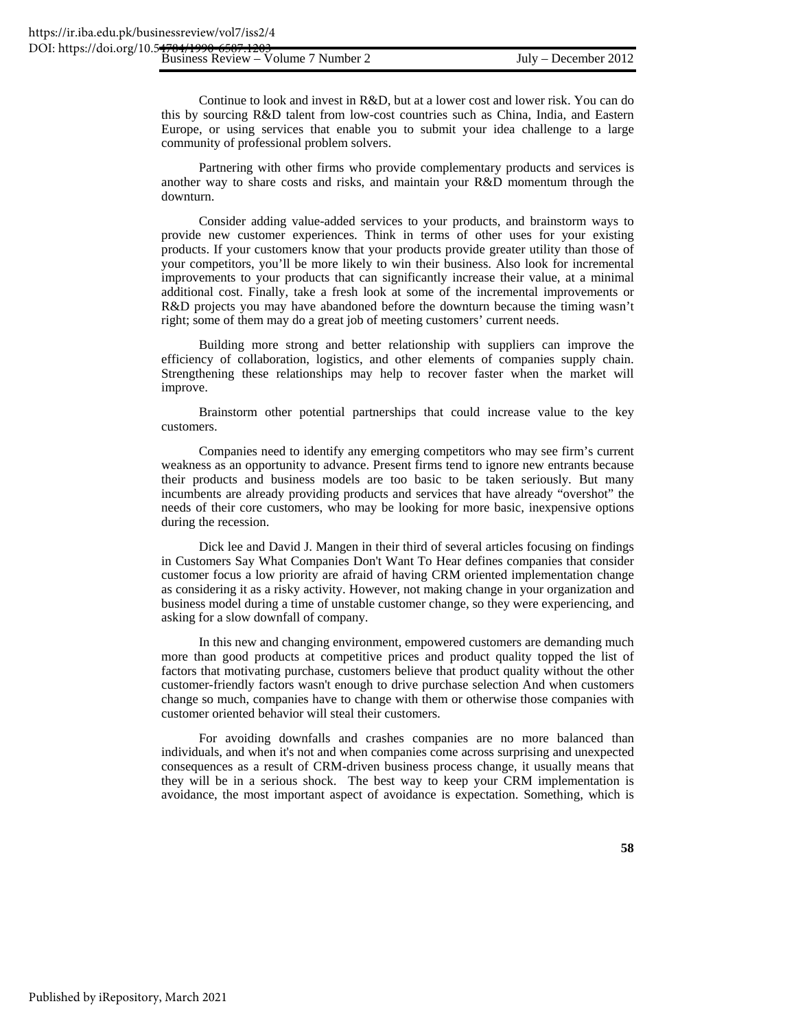Continue to look and invest in R&D, but at a lower cost and lower risk. You can do this by sourcing R&D talent from low-cost countries such as China, India, and Eastern Europe, or using services that enable you to submit your idea challenge to a large community of professional problem solvers.

Partnering with other firms who provide complementary products and services is another way to share costs and risks, and maintain your R&D momentum through the downturn.

Consider adding value-added services to your products, and brainstorm ways to provide new customer experiences. Think in terms of other uses for your existing products. If your customers know that your products provide greater utility than those of your competitors, you'll be more likely to win their business. Also look for incremental improvements to your products that can significantly increase their value, at a minimal additional cost. Finally, take a fresh look at some of the incremental improvements or R&D projects you may have abandoned before the downturn because the timing wasn't right; some of them may do a great job of meeting customers' current needs.

Building more strong and better relationship with suppliers can improve the efficiency of collaboration, logistics, and other elements of companies supply chain. Strengthening these relationships may help to recover faster when the market will improve.

Brainstorm other potential partnerships that could increase value to the key customers.

Companies need to identify any emerging competitors who may see firm's current weakness as an opportunity to advance. Present firms tend to ignore new entrants because their products and business models are too basic to be taken seriously. But many incumbents are already providing products and services that have already "overshot" the needs of their core customers, who may be looking for more basic, inexpensive options during the recession.

Dick lee and David J. Mangen in their third of several articles focusing on findings in Customers Say What Companies Don't Want To Hear defines companies that consider customer focus a low priority are afraid of having CRM oriented implementation change as considering it as a risky activity. However, not making change in your organization and business model during a time of unstable customer change, so they were experiencing, and asking for a slow downfall of company.

In this new and changing environment, empowered customers are demanding much more than good products at competitive prices and product quality topped the list of factors that motivating purchase, customers believe that product quality without the other customer-friendly factors wasn't enough to drive purchase selection And when customers change so much, companies have to change with them or otherwise those companies with customer oriented behavior will steal their customers.

For avoiding downfalls and crashes companies are no more balanced than individuals, and when it's not and when companies come across surprising and unexpected consequences as a result of CRM-driven business process change, it usually means that they will be in a serious shock. The best way to keep your CRM implementation is avoidance, the most important aspect of avoidance is expectation. Something, which is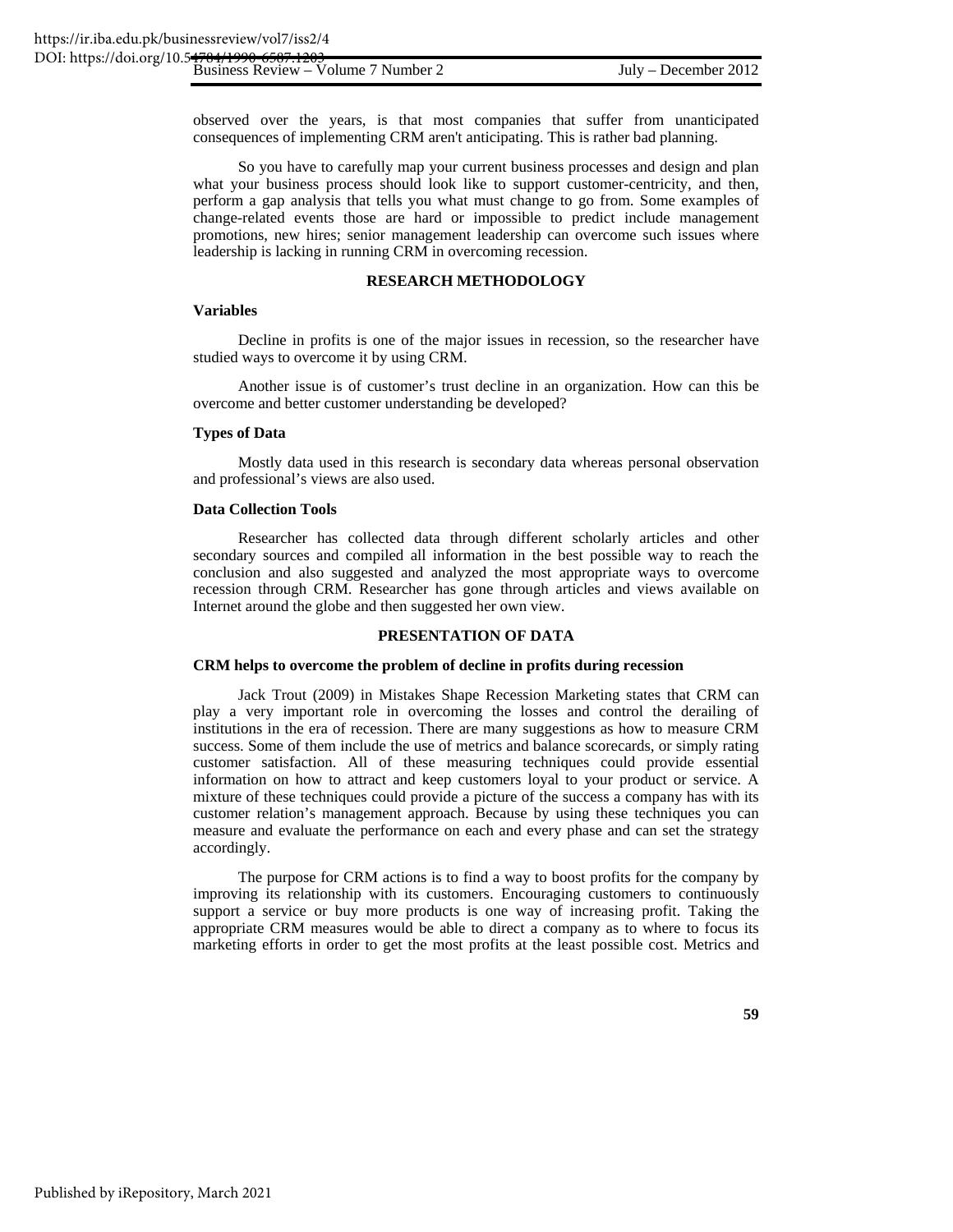observed over the years, is that most companies that suffer from unanticipated consequences of implementing CRM aren't anticipating. This is rather bad planning.

So you have to carefully map your current business processes and design and plan what your business process should look like to support customer-centricity, and then, perform a gap analysis that tells you what must change to go from. Some examples of change-related events those are hard or impossible to predict include management promotions, new hires; senior management leadership can overcome such issues where leadership is lacking in running CRM in overcoming recession.

## RESEARCH METHODOLOGY

### Variables

Decline in profits is one of the major issues in recession, so the researcher have studied ways to overcome it by using CRM.

Another issue is of customer's trust decline in an organization. How can this be overcome and better customer understanding be developed?

### Types of Data

Mostly data used in this research is secondary data whereas personal observation and professional's views are also used.

### Data Collection Tools

Researcher has collected data through different scholarly articles and other secondary sources and compiled all information in the best possible way to reach the conclusion and also suggested and analyzed the most appropriate ways to overcome recession through CRM. Researcher has gone through articles and views available on Internet around the globe and then suggested her own view.

## PRESENTATION OF DATA

### CRM helps to overcome the problem of decline in profits during recession

Jack Trout (2009) in Mistakes Shape Recession Marketing states that CRM can play a very important role in overcoming the losses and control the derailing of institutions in the era of recession. There are many suggestions as how to measure CRM success. Some of them include the use of metrics and balance scorecards, or simply rating customer satisfaction. All of these measuring techniques could provide essential information on how to attract and keep customers loyal to your product or service. A mixture of these techniques could provide a picture of the success a company has with its customer relation's management approach. Because by using these techniques you can measure and evaluate the performance on each and every phase and can set the strategy accordingly.

The purpose for CRM actions is to find a way to boost profits for the company by improving its relationship with its customers. Encouraging customers to continuously support a service or buy more products is one way of increasing profit. Taking the appropriate CRM measures would be able to direct a company as to where to focus its marketing efforts in order to get the most profits at the least possible cost. Metrics and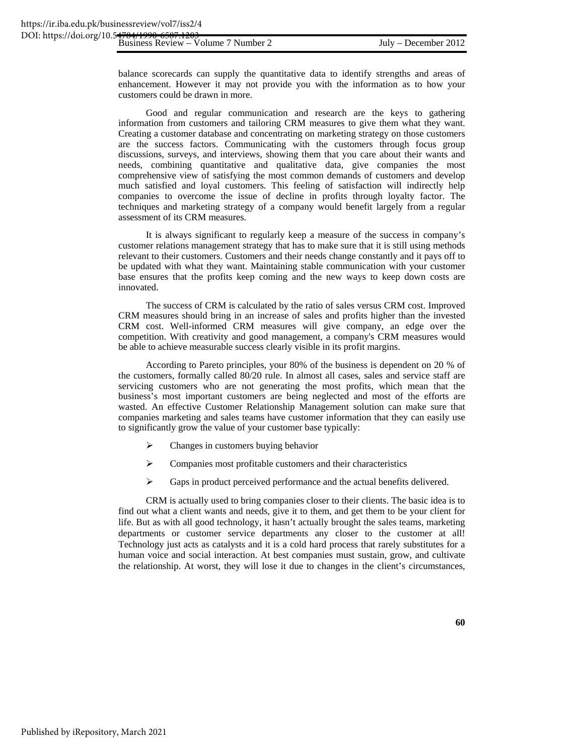balance scorecards can supply the quantitative data to identify strengths and areas of enhancement. However it may not provide you with the information as to how your customers could be drawn in more.

Good and regular communication and research are the keys to gathering information from customers and tailoring CRM measures to give them what they want. Creating a customer database and concentrating on marketing strategy on those customers are the success factors. Communicating with the customers through focus group discussions, surveys, and interviews, showing them that you care about their wants and needs, combining quantitative and qualitative data, give companies the most comprehensive view of satisfying the most common demands of customers and develop much satisfied and loyal customers. This feeling of satisfaction will indirectly help companies to overcome the issue of decline in profits through loyalty factor. The techniques and marketing strategy of a company would benefit largely from a regular assessment of its CRM measures.

It is always significant to regularly keep a measure of the success in company's customer relations management strategy that has to make sure that it is still using methods relevant to their customers. Customers and their needs change constantly and it pays off to be updated with what they want. Maintaining stable communication with your customer base ensures that the profits keep coming and the new ways to keep down costs are innovated.

The success of CRM is calculated by the ratio of sales versus CRM cost. Improved CRM measures should bring in an increase of sales and profits higher than the invested CRM cost. Well-informed CRM measures will give company, an edge over the competition. With creativity and good management, a company's CRM measures would be able to achieve measurable success clearly visible in its profit margins.

According to Pareto principles, your 80% of the business is dependent on 20 % of the customers, formally called 80/20 rule. In almost all cases, sales and service staff are servicing customers who are not generating the most profits, which mean that the business's most important customers are being neglected and most of the efforts are wasted. An effective Customer Relationship Management solution can make sure that companies marketing and sales teams have customer information that they can easily use to significantly grow the value of your customer base typically:

- Changes in customers buying behavior
- Companies most profitable customers and their characteristics
- Gaps in product perceived performance and the actual benefits delivered.

CRM is actually used to bring companies closer to their clients. The basic idea is to find out what a client wants and needs, give it to them, and get them to be your client for life. But as with all good technology, it hasn't actually brought the sales teams, marketing departments or customer service departments any closer to the customer at all! Technology just acts as catalysts and it is a cold hard process that rarely substitutes for a human voice and social interaction. At best companies must sustain, grow, and cultivate the relationship. At worst, they will lose it due to changes in the client's circumstances,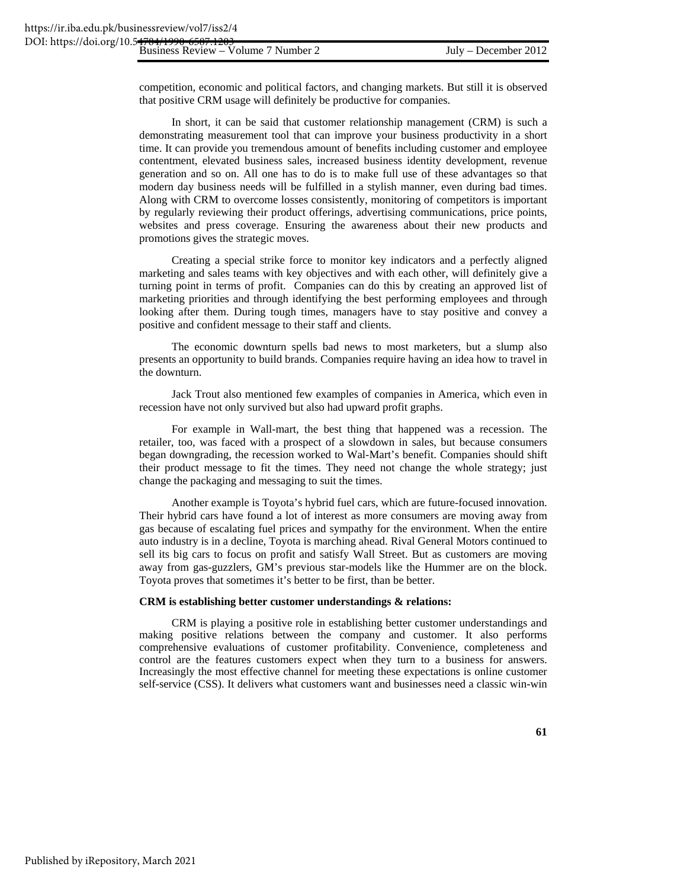competition, economic and political factors, and changing markets. But still it is observed that positive CRM usage will definitely be productive for companies.

In short, it can be said that customer relationship management (CRM) is such a demonstrating measurement tool that can improve your business productivity in a short time. It can provide you tremendous amount of benefits including customer and employee contentment, elevated business sales, increased business identity development, revenue generation and so on. All one has to do is to make full use of these advantages so that modern day business needs will be fulfilled in a stylish manner, even during bad times. Along with CRM to overcome losses consistently, monitoring of competitors is important by regularly reviewing their product offerings, advertising communications, price points, websites and press coverage. Ensuring the awareness about their new products and promotions gives the strategic moves.

Creating a special strike force to monitor key indicators and a perfectly aligned marketing and sales teams with key objectives and with each other, will definitely give a turning point in terms of profit. Companies can do this by creating an approved list of marketing priorities and through identifying the best performing employees and through looking after them. During tough times, managers have to stay positive and convey a positive and confident message to their staff and clients.

The economic downturn spells bad news to most marketers, but a slump also presents an opportunity to build brands. Companies require having an idea how to travel in the downturn.

Jack Trout also mentioned few examples of companies in America, which even in recession have not only survived but also had upward profit graphs.

For example in Wall-mart, the best thing that happened was a recession. The retailer, too, was faced with a prospect of a slowdown in sales, but because consumers began downgrading, the recession worked to Wal-Mart's benefit. Companies should shift their product message to fit the times. They need not change the whole strategy; just change the packaging and messaging to suit the times.

Another example is Toyota's hybrid fuel cars, which are future-focused innovation. Their hybrid cars have found a lot of interest as more consumers are moving away from gas because of escalating fuel prices and sympathy for the environment. When the entire auto industry is in a decline, Toyota is marching ahead. Rival General Motors continued to sell its big cars to focus on profit and satisfy Wall Street. But as customers are moving away from gas-guzzlers, GM's previous star-models like the Hummer are on the block. Toyota proves that sometimes it's better to be first, than be better.

**CRM is establishing better customer understandings & relations:**

CRM is playing a positive role in establishing better customer understandings and making positive relations between the company and customer. It also performs comprehensive evaluations of customer profitability. Convenience, completeness and control are the features customers expect when they turn to a business for answers. Increasingly the most effective channel for meeting these expectations is online customer self-service (CSS). It delivers what customers want and businesses need a classic win-win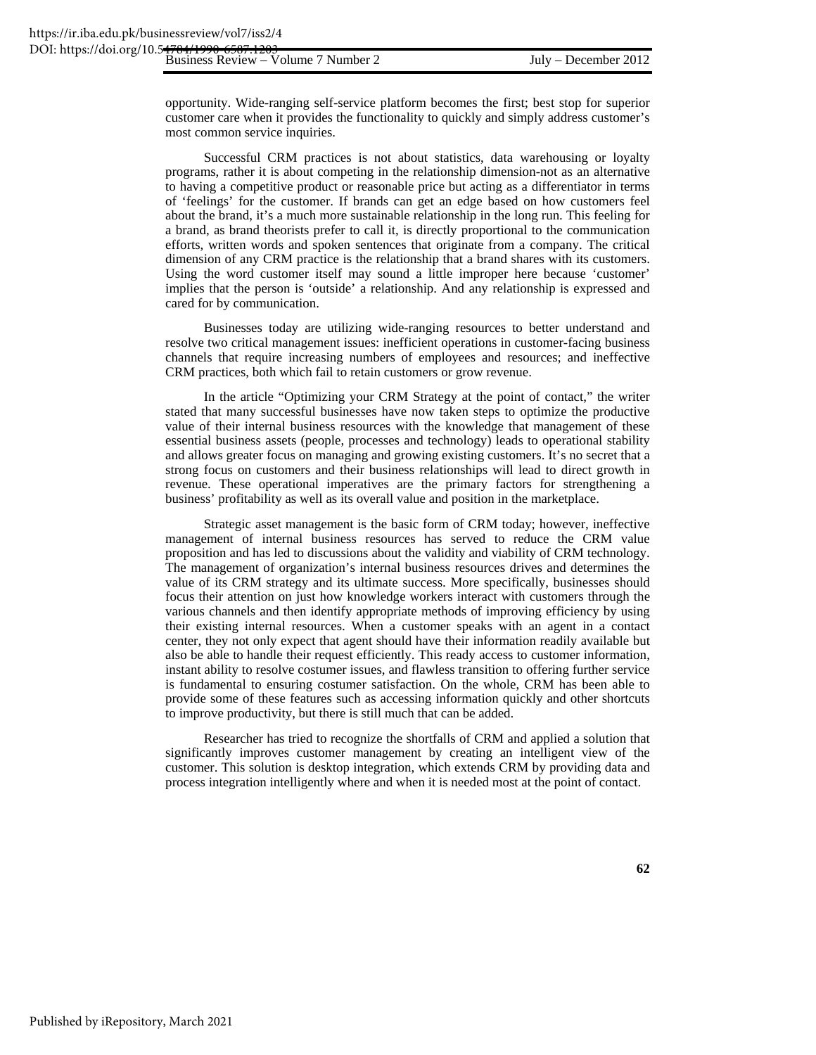opportunity. Wide-ranging self-service platform becomes the first; best stop for superior customer care when it provides the functionality to quickly and simply address customer's most common service inquiries.

Successful CRM practices is not about statistics, data warehousing or loyalty programs, rather it is about competing in the relationship dimension-not as an alternative to having a competitive product or reasonable price but acting as a differentiator in terms of 'feelings' for the customer. If brands can get an edge based on how customers feel about the brand, it's a much more sustainable relationship in the long run. This feeling for a brand, as brand theorists prefer to call it, is directly proportional to the communication efforts, written words and spoken sentences that originate from a company. The critical dimension of any CRM practice is the relationship that a brand shares with its customers. Using the word customer itself may sound a little improper here because 'customer' implies that the person is 'outside' a relationship. And any relationship is expressed and cared for by communication.

Businesses today are utilizing wide-ranging resources to better understand and resolve two critical management issues: inefficient operations in customer-facing business channels that require increasing numbers of employees and resources; and ineffective CRM practices, both which fail to retain customers or grow revenue.

In the article "Optimizing your CRM Strategy at the point of contact," the writer stated that many successful businesses have now taken steps to optimize the productive value of their internal business resources with the knowledge that management of these essential business assets (people, processes and technology) leads to operational stability and allows greater focus on managing and growing existing customers. It's no secret that a strong focus on customers and their business relationships will lead to direct growth in revenue. These operational imperatives are the primary factors for strengthening a business' profitability as well as its overall value and position in the marketplace.

Strategic asset management is the basic form of CRM today; however, ineffective management of internal business resources has served to reduce the CRM value proposition and has led to discussions about the validity and viability of CRM technology. The management of organization's internal business resources drives and determines the value of its CRM strategy and its ultimate success. More specifically, businesses should focus their attention on just how knowledge workers interact with customers through the various channels and then identify appropriate methods of improving efficiency by using their existing internal resources. When a customer speaks with an agent in a contact center, they not only expect that agent should have their information readily available but also be able to handle their request efficiently. This ready access to customer information, instant ability to resolve costumer issues, and flawless transition to offering further service is fundamental to ensuring costumer satisfaction. On the whole, CRM has been able to provide some of these features such as accessing information quickly and other shortcuts to improve productivity, but there is still much that can be added.

Researcher has tried to recognize the shortfalls of CRM and applied a solution that significantly improves customer management by creating an intelligent view of the customer. This solution is desktop integration, which extends CRM by providing data and process integration intelligently where and when it is needed most at the point of contact.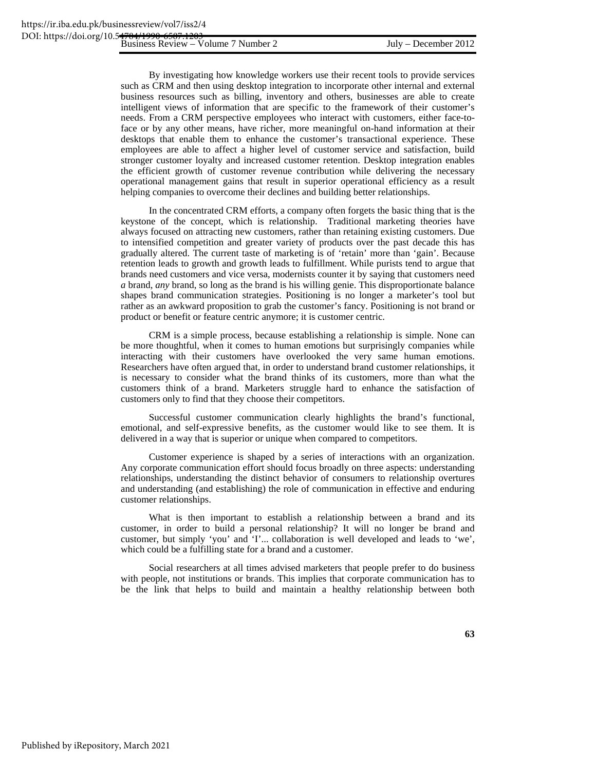By investigating how knowledge workers use their recent tools to provide services such as CRM and then using desktop integration to incorporate other internal and external business resources such as billing, inventory and others, businesses are able to create intelligent views of information that are specific to the framework of their customer's needs. From a CRM perspective employees who interact with customers, either face-to-face or by any other means, have richer, more meaningful on-hand information at their desktops that enable them to enhance the customer's transactional experience. These employees are able to affect a higher level of customer service and satisfaction, build stronger customer loyalty and increased customer retention. Desktop integration enables the efficient growth of customer revenue contribution while delivering the necessary operational management gains that result in superior operational efficiency as a result helping companies to overcome their declines and building better relationships.

In the concentrated CRM efforts, a company often forgets the basic thing that is the keystone of the concept, which is relationship. Traditional marketing theories have always focused on attracting new customers, rather than retaining existing customers. Due to intensified competition and greater variety of products over the past decade this has gradually altered. The current taste of marketing is of 'retain' more than 'gain'. Because retention leads to growth and growth leads to fulfillment. While purists tend to argue that brands need customers and vice versa, modernists counter it by saying that customers need *a* brand, *any* brand, so long as the brand is his willing genie. This disproportionate balance shapes brand communication strategies. Positioning is no longer a marketer's tool but rather as an awkward proposition to grab the customer's fancy. Positioning is not brand or product or benefit or feature centric anymore; it is customer centric.

CRM is a simple process, because establishing a relationship is simple. None can be more thoughtful, when it comes to human emotions but surprisingly companies while interacting with their customers have overlooked the very same human emotions. Researchers have often argued that, in order to understand brand customer relationships, it is necessary to consider what the brand thinks of its customers, more than what the customers think of a brand. Marketers struggle hard to enhance the satisfaction of customers only to find that they choose their competitors.

Successful customer communication clearly highlights the brand's functional, emotional, and self-expressive benefits, as the customer would like to see them. It is delivered in a way that is superior or unique when compared to competitors.

Customer experience is shaped by a series of interactions with an organization. Any corporate communication effort should focus broadly on three aspects: understanding relationships, understanding the distinct behavior of consumers to relationship overtures and understanding (and establishing) the role of communication in effective and enduring customer relationships.

What is then important to establish a relationship between a brand and its customer, in order to build a personal relationship? It will no longer be brand and customer, but simply 'you' and 'I'... collaboration is well developed and leads to 'we', which could be a fulfilling state for a brand and a customer.

Social researchers at all times advised marketers that people prefer to do business with people, not institutions or brands. This implies that corporate communication has to be the link that helps to build and maintain a healthy relationship between both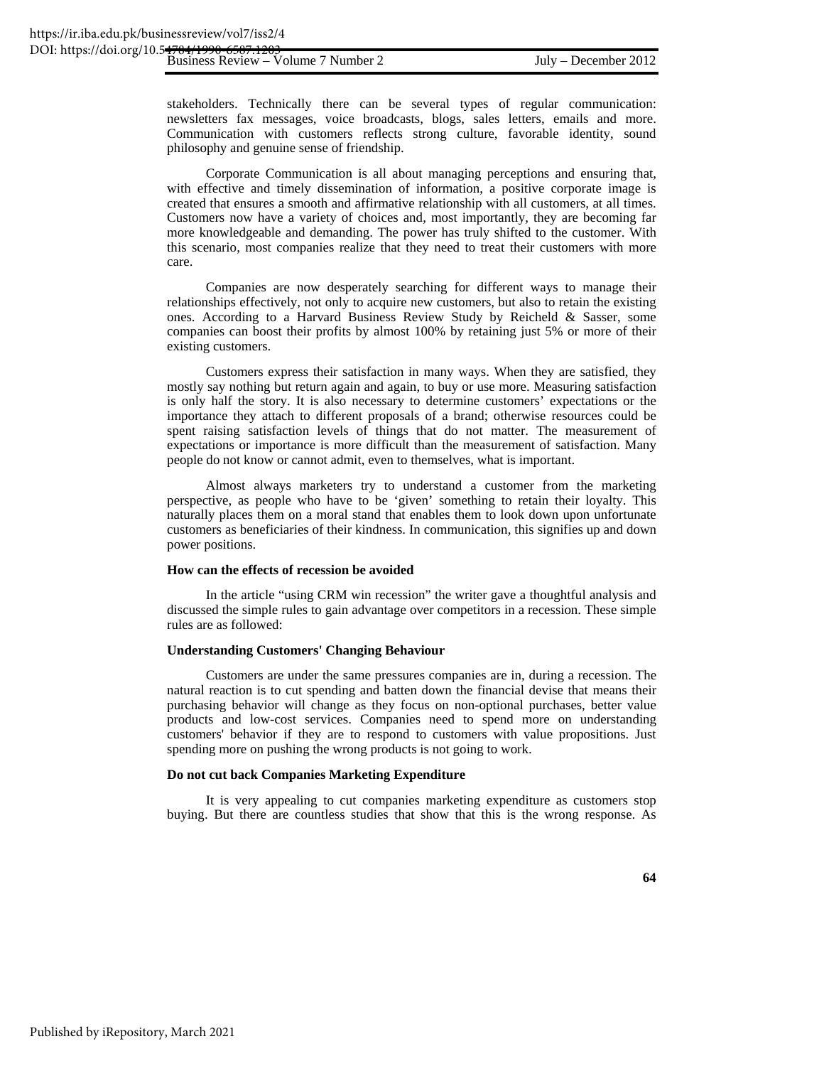stakeholders. Technically there can be several types of regular communication: newsletters fax messages, voice broadcasts, blogs, sales letters, emails and more. Communication with customers reflects strong culture, favorable identity, sound philosophy and genuine sense of friendship.

Corporate Communication is all about managing perceptions and ensuring that, with effective and timely dissemination of information, a positive corporate image is created that ensures a smooth and affirmative relationship with all customers, at all times. Customers now have a variety of choices and, most importantly, they are becoming far more knowledgeable and demanding. The power has truly shifted to the customer. With this scenario, most companies realize that they need to treat their customers with more care.

Companies are now desperately searching for different ways to manage their relationships effectively, not only to acquire new customers, but also to retain the existing ones. According to a Harvard Business Review Study by Reicheld & Sasser, some companies can boost their profits by almost 100% by retaining just 5% or more of their existing customers.

Customers express their satisfaction in many ways. When they are satisfied, they mostly say nothing but return again and again, to buy or use more. Measuring satisfaction is only half the story. It is also necessary to determine customers' expectations or the importance they attach to different proposals of a brand; otherwise resources could be spent raising satisfaction levels of things that do not matter. The measurement of expectations or importance is more difficult than the measurement of satisfaction. Many people do not know or cannot admit, even to themselves, what is important.

Almost always marketers try to understand a customer from the marketing perspective, as people who have to be 'given' something to retain their loyalty. This naturally places them on a moral stand that enables them to look down upon unfortunate customers as beneficiaries of their kindness. In communication, this signifies up and down power positions.

**How can the effects of recession be avoided**

In the article "using CRM win recession" the writer gave a thoughtful analysis and discussed the simple rules to gain advantage over competitors in a recession. These simple rules are as followed:

**Understanding Customers' Changing Behaviour**

Customers are under the same pressures companies are in, during a recession. The natural reaction is to cut spending and batten down the financial devise that means their purchasing behavior will change as they focus on non-optional purchases, better value products and low-cost services. Companies need to spend more on understanding customers' behavior if they are to respond to customers with value propositions. Just spending more on pushing the wrong products is not going to work.

**Do not cut back Companies Marketing Expenditure**

It is very appealing to cut companies marketing expenditure as customers stop buying. But there are countless studies that show that this is the wrong response. As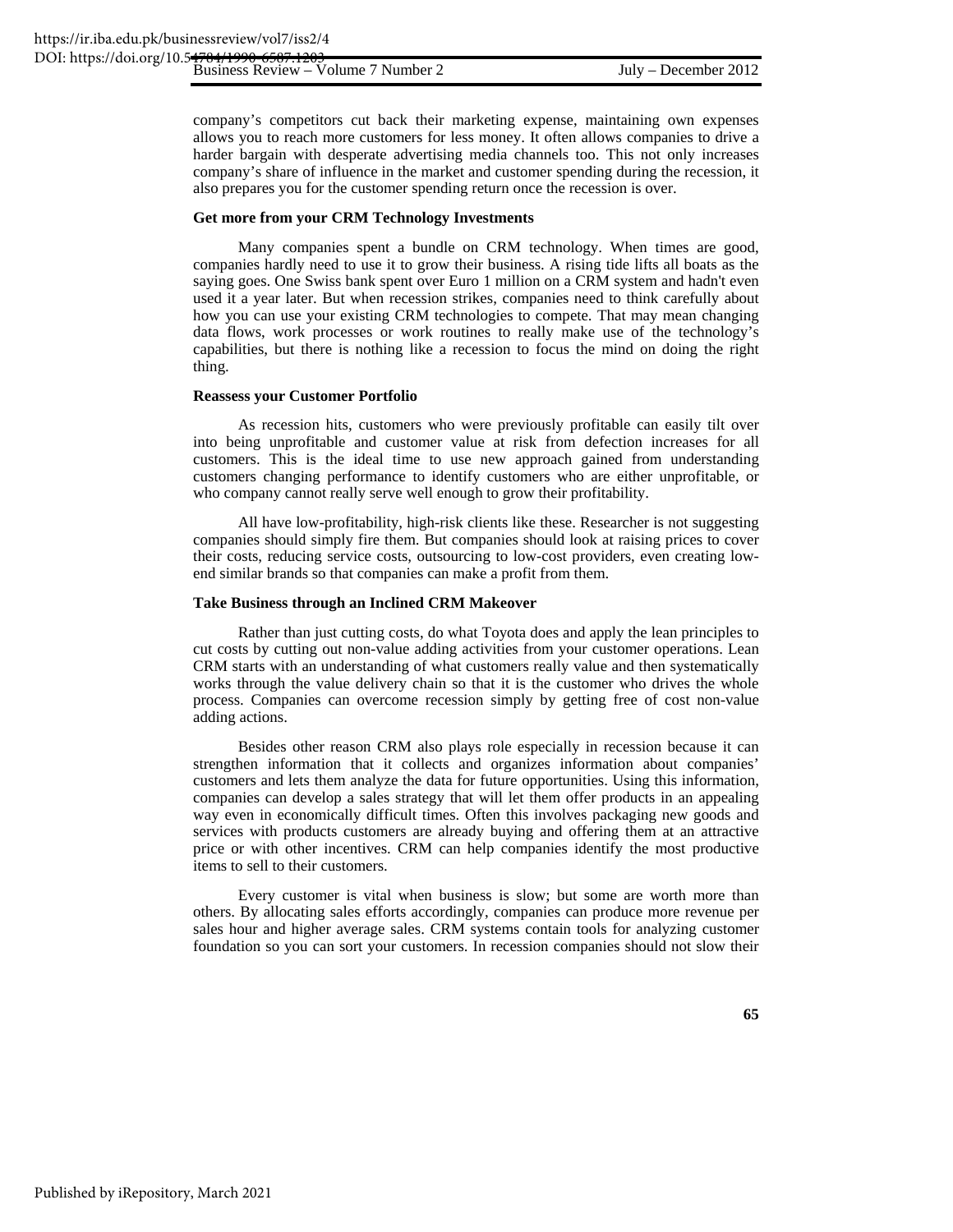company's competitors cut back their marketing expense, maintaining own expenses allows you to reach more customers for less money. It often allows companies to drive a harder bargain with desperate advertising media channels too. This not only increases company's share of influence in the market and customer spending during the recession, it also prepares you for the customer spending return once the recession is over.

#### Get more from your CRM Technology Investments

Many companies spent a bundle on CRM technology. When times are good, companies hardly need to use it to grow their business. A rising tide lifts all boats as the saying goes. One Swiss bank spent over Euro 1 million on a CRM system and hadn't even used it a year later. But when recession strikes, companies need to think carefully about how you can use your existing CRM technologies to compete. That may mean changing data flows, work processes or work routines to really make use of the technology's capabilities, but there is nothing like a recession to focus the mind on doing the right thing.

#### Reassess your Customer Portfolio

As recession hits, customers who were previously profitable can easily tilt over into being unprofitable and customer value at risk from defection increases for all customers. This is the ideal time to use new approach gained from understanding customers changing performance to identify customers who are either unprofitable, or who company cannot really serve well enough to grow their profitability.

All have low-profitability, high-risk clients like these. Researcher is not suggesting companies should simply fire them. But companies should look at raising prices to cover their costs, reducing service costs, outsourcing to low-cost providers, even creating low-end similar brands so that companies can make a profit from them.

#### Take Business through an Inclined CRM Makeover

Rather than just cutting costs, do what Toyota does and apply the lean principles to cut costs by cutting out non-value adding activities from your customer operations. Lean CRM starts with an understanding of what customers really value and then systematically works through the value delivery chain so that it is the customer who drives the whole process. Companies can overcome recession simply by getting free of cost non-value adding actions.

Besides other reason CRM also plays role especially in recession because it can strengthen information that it collects and organizes information about companies' customers and lets them analyze the data for future opportunities. Using this information, companies can develop a sales strategy that will let them offer products in an appealing way even in economically difficult times. Often this involves packaging new goods and services with products customers are already buying and offering them at an attractive price or with other incentives. CRM can help companies identify the most productive items to sell to their customers.

Every customer is vital when business is slow; but some are worth more than others. By allocating sales efforts accordingly, companies can produce more revenue per sales hour and higher average sales. CRM systems contain tools for analyzing customer foundation so you can sort your customers. In recession companies should not slow their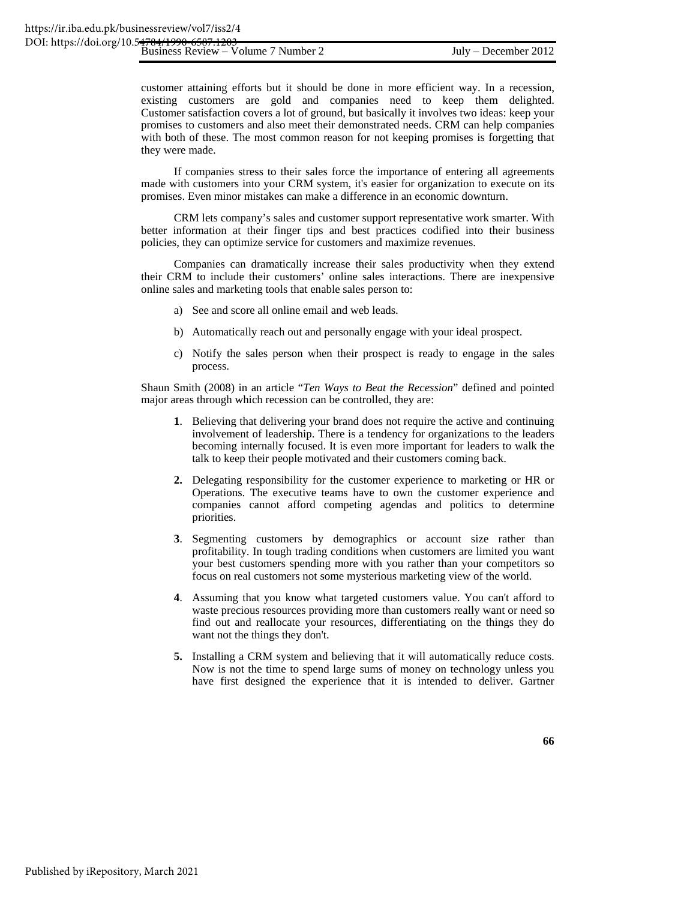customer attaining efforts but it should be done in more efficient way. In a recession, existing customers are gold and companies need to keep them delighted. Customer satisfaction covers a lot of ground, but basically it involves two ideas: keep your promises to customers and also meet their demonstrated needs. CRM can help companies with both of these. The most common reason for not keeping promises is forgetting that they were made.

If companies stress to their sales force the importance of entering all agreements made with customers into your CRM system, it's easier for organization to execute on its promises. Even minor mistakes can make a difference in an economic downturn.

CRM lets company's sales and customer support representative work smarter. With better information at their finger tips and best practices codified into their business policies, they can optimize service for customers and maximize revenues.

Companies can dramatically increase their sales productivity when they extend their CRM to include their customers' online sales interactions. There are inexpensive online sales and marketing tools that enable sales person to:

a) See and score all online email and web leads.

b) Automatically reach out and personally engage with your ideal prospect.

c) Notify the sales person when their prospect is ready to engage in the sales process.

Shaun Smith (2008) in an article "*Ten Ways to Beat the Recession*" defined and pointed major areas through which recession can be controlled, they are:

**1**. Believing that delivering your brand does not require the active and continuing involvement of leadership. There is a tendency for organizations to the leaders becoming internally focused. It is even more important for leaders to walk the talk to keep their people motivated and their customers coming back.

**2.** Delegating responsibility for the customer experience to marketing or HR or Operations. The executive teams have to own the customer experience and companies cannot afford competing agendas and politics to determine priorities.

**3**. Segmenting customers by demographics or account size rather than profitability. In tough trading conditions when customers are limited you want your best customers spending more with you rather than your competitors so focus on real customers not some mysterious marketing view of the world.

**4**. Assuming that you know what targeted customers value. You can't afford to waste precious resources providing more than customers really want or need so find out and reallocate your resources, differentiating on the things they do want not the things they don't.

**5.** Installing a CRM system and believing that it will automatically reduce costs. Now is not the time to spend large sums of money on technology unless you have first designed the experience that it is intended to deliver. Gartner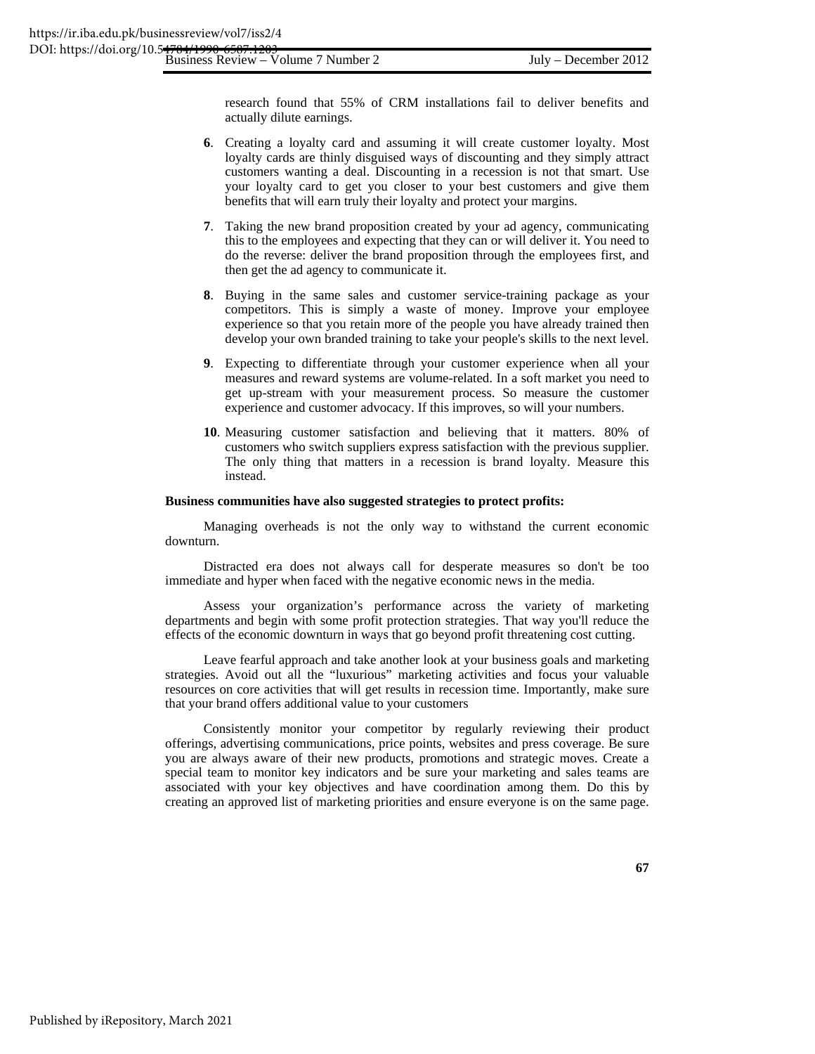research found that 55% of CRM installations fail to deliver benefits and actually dilute earnings.

**6**. Creating a loyalty card and assuming it will create customer loyalty. Most loyalty cards are thinly disguised ways of discounting and they simply attract customers wanting a deal. Discounting in a recession is not that smart. Use your loyalty card to get you closer to your best customers and give them benefits that will earn truly their loyalty and protect your margins.

**7**. Taking the new brand proposition created by your ad agency, communicating this to the employees and expecting that they can or will deliver it. You need to do the reverse: deliver the brand proposition through the employees first, and then get the ad agency to communicate it.

**8**. Buying in the same sales and customer service-training package as your competitors. This is simply a waste of money. Improve your employee experience so that you retain more of the people you have already trained then develop your own branded training to take your people's skills to the next level.

**9**. Expecting to differentiate through your customer experience when all your measures and reward systems are volume-related. In a soft market you need to get up-stream with your measurement process. So measure the customer experience and customer advocacy. If this improves, so will your numbers.

**10**. Measuring customer satisfaction and believing that it matters. 80% of customers who switch suppliers express satisfaction with the previous supplier. The only thing that matters in a recession is brand loyalty. Measure this instead.

**Business communities have also suggested strategies to protect profits:**

Managing overheads is not the only way to withstand the current economic downturn.

Distracted era does not always call for desperate measures so don't be too immediate and hyper when faced with the negative economic news in the media.

Assess your organization's performance across the variety of marketing departments and begin with some profit protection strategies. That way you'll reduce the effects of the economic downturn in ways that go beyond profit threatening cost cutting.

Leave fearful approach and take another look at your business goals and marketing strategies. Avoid out all the "luxurious" marketing activities and focus your valuable resources on core activities that will get results in recession time. Importantly, make sure that your brand offers additional value to your customers

Consistently monitor your competitor by regularly reviewing their product offerings, advertising communications, price points, websites and press coverage. Be sure you are always aware of their new products, promotions and strategic moves. Create a special team to monitor key indicators and be sure your marketing and sales teams are associated with your key objectives and have coordination among them. Do this by creating an approved list of marketing priorities and ensure everyone is on the same page.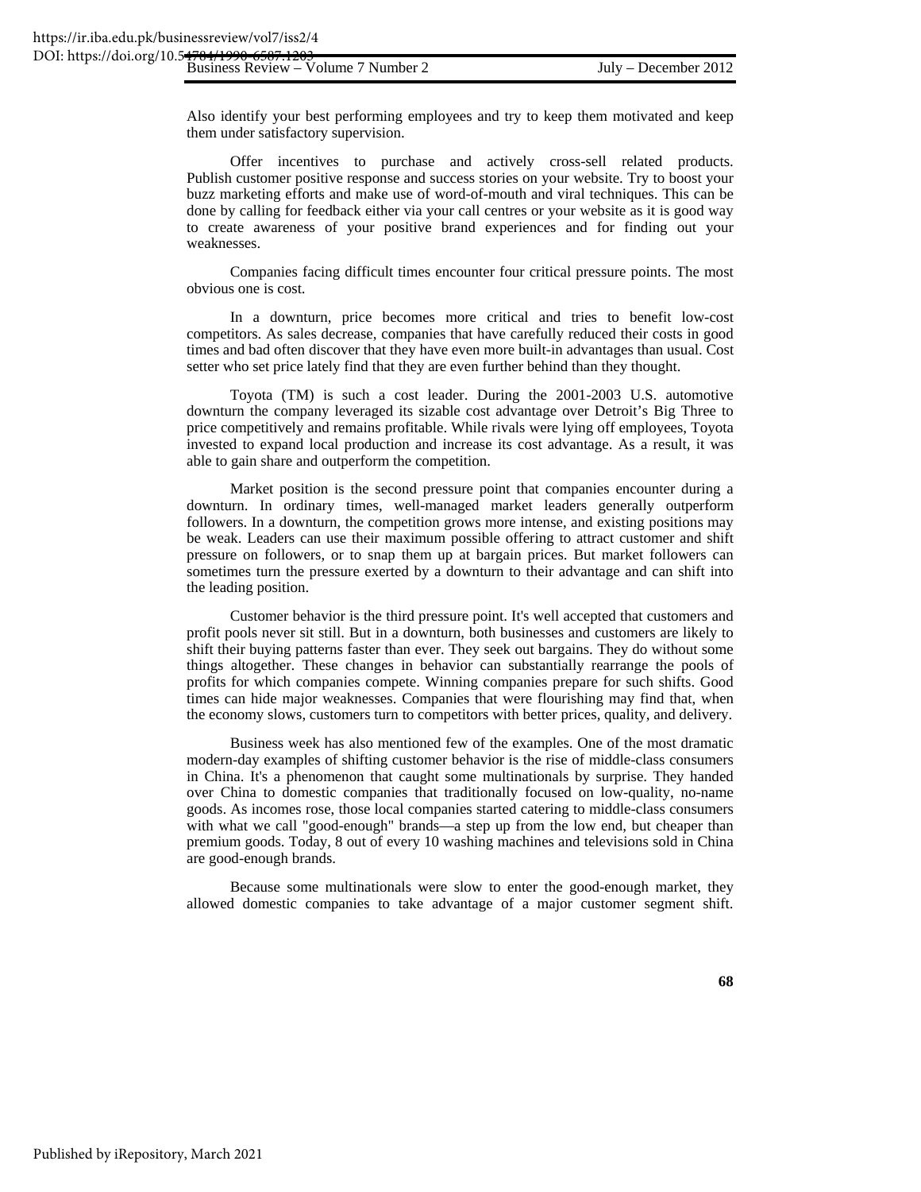Also identify your best performing employees and try to keep them motivated and keep them under satisfactory supervision.

Offer incentives to purchase and actively cross-sell related products. Publish customer positive response and success stories on your website. Try to boost your buzz marketing efforts and make use of word-of-mouth and viral techniques. This can be done by calling for feedback either via your call centres or your website as it is good way to create awareness of your positive brand experiences and for finding out your weaknesses.

Companies facing difficult times encounter four critical pressure points. The most obvious one is cost.

In a downturn, price becomes more critical and tries to benefit low-cost competitors. As sales decrease, companies that have carefully reduced their costs in good times and bad often discover that they have even more built-in advantages than usual. Cost setter who set price lately find that they are even further behind than they thought.

Toyota (TM) is such a cost leader. During the 2001-2003 U.S. automotive downturn the company leveraged its sizable cost advantage over Detroit's Big Three to price competitively and remains profitable. While rivals were lying off employees, Toyota invested to expand local production and increase its cost advantage. As a result, it was able to gain share and outperform the competition.

Market position is the second pressure point that companies encounter during a downturn. In ordinary times, well-managed market leaders generally outperform followers. In a downturn, the competition grows more intense, and existing positions may be weak. Leaders can use their maximum possible offering to attract customer and shift pressure on followers, or to snap them up at bargain prices. But market followers can sometimes turn the pressure exerted by a downturn to their advantage and can shift into the leading position.

Customer behavior is the third pressure point. It's well accepted that customers and profit pools never sit still. But in a downturn, both businesses and customers are likely to shift their buying patterns faster than ever. They seek out bargains. They do without some things altogether. These changes in behavior can substantially rearrange the pools of profits for which companies compete. Winning companies prepare for such shifts. Good times can hide major weaknesses. Companies that were flourishing may find that, when the economy slows, customers turn to competitors with better prices, quality, and delivery.

Business week has also mentioned few of the examples. One of the most dramatic modern-day examples of shifting customer behavior is the rise of middle-class consumers in China. It's a phenomenon that caught some multinationals by surprise. They handed over China to domestic companies that traditionally focused on low-quality, no-name goods. As incomes rose, those local companies started catering to middle-class consumers with what we call "good-enough" brands—a step up from the low end, but cheaper than premium goods. Today, 8 out of every 10 washing machines and televisions sold in China are good-enough brands.

Because some multinationals were slow to enter the good-enough market, they allowed domestic companies to take advantage of a major customer segment shift.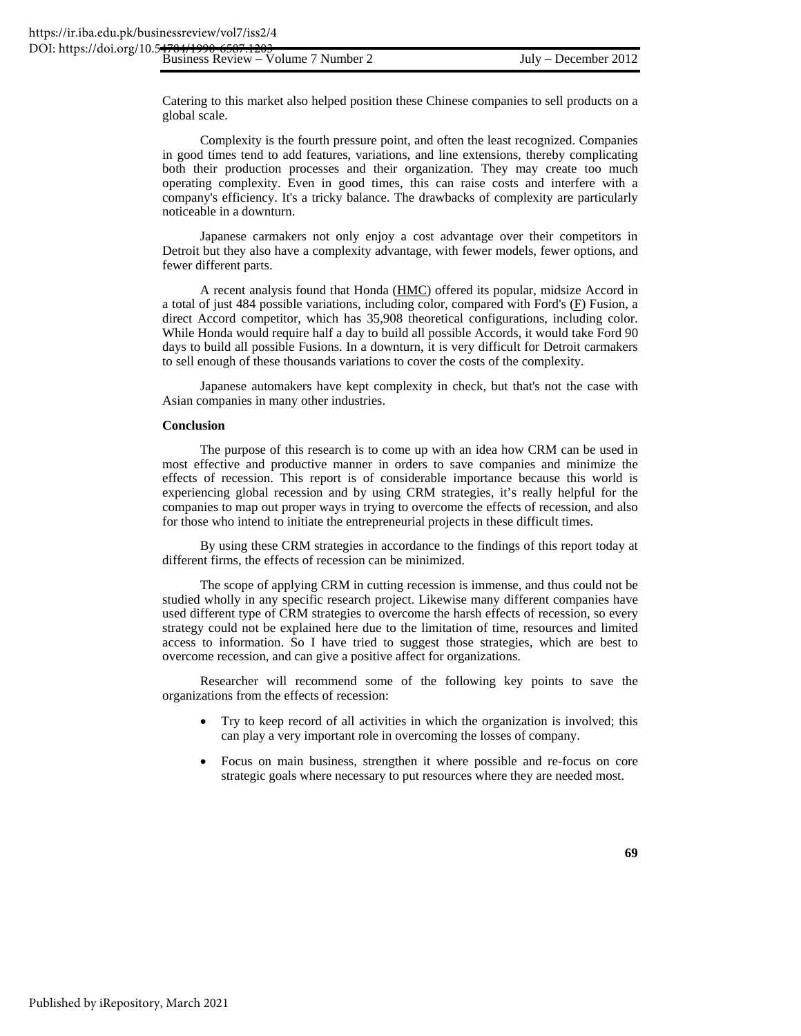Catering to this market also helped position these Chinese companies to sell products on a global scale.

Complexity is the fourth pressure point, and often the least recognized. Companies in good times tend to add features, variations, and line extensions, thereby complicating both their production processes and their organization. They may create too much operating complexity. Even in good times, this can raise costs and interfere with a company's efficiency. It's a tricky balance. The drawbacks of complexity are particularly noticeable in a downturn.

Japanese carmakers not only enjoy a cost advantage over their competitors in Detroit but they also have a complexity advantage, with fewer models, fewer options, and fewer different parts.

A recent analysis found that Honda (HMC) offered its popular, midsize Accord in a total of just 484 possible variations, including color, compared with Ford's (F) Fusion, a direct Accord competitor, which has 35,908 theoretical configurations, including color. While Honda would require half a day to build all possible Accords, it would take Ford 90 days to build all possible Fusions. In a downturn, it is very difficult for Detroit carmakers to sell enough of these thousands variations to cover the costs of the complexity.

Japanese automakers have kept complexity in check, but that's not the case with Asian companies in many other industries.

**Conclusion**

The purpose of this research is to come up with an idea how CRM can be used in most effective and productive manner in orders to save companies and minimize the effects of recession. This report is of considerable importance because this world is experiencing global recession and by using CRM strategies, it's really helpful for the companies to map out proper ways in trying to overcome the effects of recession, and also for those who intend to initiate the entrepreneurial projects in these difficult times.

By using these CRM strategies in accordance to the findings of this report today at different firms, the effects of recession can be minimized.

The scope of applying CRM in cutting recession is immense, and thus could not be studied wholly in any specific research project. Likewise many different companies have used different type of CRM strategies to overcome the harsh effects of recession, so every strategy could not be explained here due to the limitation of time, resources and limited access to information. So I have tried to suggest those strategies, which are best to overcome recession, and can give a positive affect for organizations.

Researcher will recommend some of the following key points to save the organizations from the effects of recession:

- Try to keep record of all activities in which the organization is involved; this can play a very important role in overcoming the losses of company.
- Focus on main business, strengthen it where possible and re-focus on core strategic goals where necessary to put resources where they are needed most.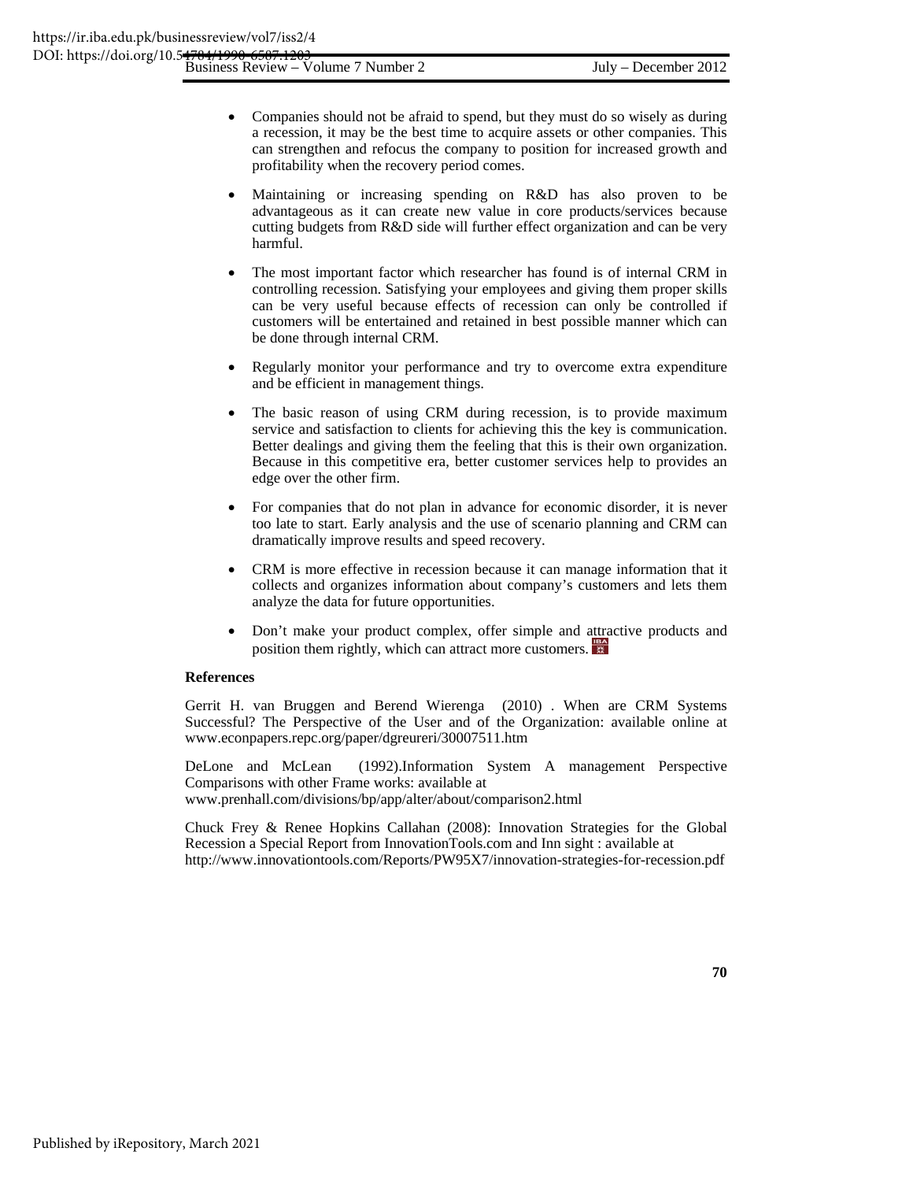- Companies should not be afraid to spend, but they must do so wisely as during a recession, it may be the best time to acquire assets or other companies. This can strengthen and refocus the company to position for increased growth and profitability when the recovery period comes.

- Maintaining or increasing spending on R&D has also proven to be advantageous as it can create new value in core products/services because cutting budgets from R&D side will further effect organization and can be very harmful.

- The most important factor which researcher has found is of internal CRM in controlling recession. Satisfying your employees and giving them proper skills can be very useful because effects of recession can only be controlled if customers will be entertained and retained in best possible manner which can be done through internal CRM.

- Regularly monitor your performance and try to overcome extra expenditure and be efficient in management things.

- The basic reason of using CRM during recession, is to provide maximum service and satisfaction to clients for achieving this the key is communication. Better dealings and giving them the feeling that this is their own organization. Because in this competitive era, better customer services help to provides an edge over the other firm.

- For companies that do not plan in advance for economic disorder, it is never too late to start. Early analysis and the use of scenario planning and CRM can dramatically improve results and speed recovery.

- CRM is more effective in recession because it can manage information that it collects and organizes information about company's customers and lets them analyze the data for future opportunities.

- Don't make your product complex, offer simple and attractive products and position them rightly, which can attract more customers.

**References**

Gerrit H. van Bruggen and Berend Wierenga (2010) . When are CRM Systems Successful? The Perspective of the User and of the Organization: available online at www.econpapers.repc.org/paper/dgreureri/30007511.htm

DeLone and McLean (1992).Information System A management Perspective Comparisons with other Frame works: available at www.prenhall.com/divisions/bp/app/alter/about/comparison2.html

Chuck Frey & Renee Hopkins Callahan (2008): Innovation Strategies for the Global Recession a Special Report from InnovationTools.com and Inn sight : available at http://www.innovationtools.com/Reports/PW95X7/innovation-strategies-for-recession.pdf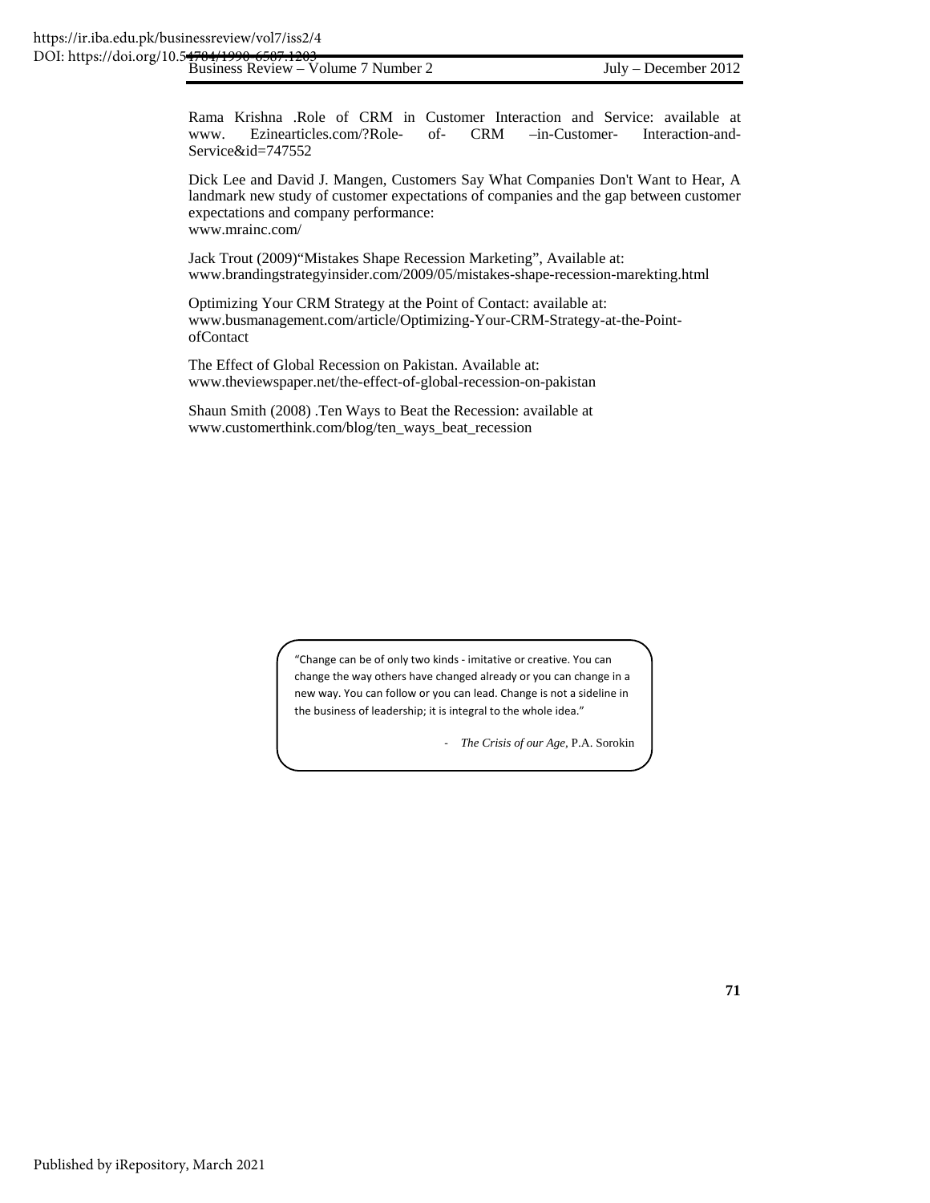Rama Krishna .Role of CRM in Customer Interaction and Service: available at www. Ezinearticles.com/?Role- of- CRM –in-Customer- Interaction-and-Service&id=747552

Dick Lee and David J. Mangen, Customers Say What Companies Don't Want to Hear, A landmark new study of customer expectations of companies and the gap between customer expectations and company performance:
www.mrainc.com/

Jack Trout (2009)"Mistakes Shape Recession Marketing", Available at:
www.brandingstrategyinsider.com/2009/05/mistakes-shape-recession-marekting.html

Optimizing Your CRM Strategy at the Point of Contact: available at:
www.busmanagement.com/article/Optimizing-Your-CRM-Strategy-at-the-Point-ofContact

The Effect of Global Recession on Pakistan. Available at:
www.theviewspaper.net/the-effect-of-global-recession-on-pakistan

Shaun Smith (2008) .Ten Ways to Beat the Recession: available at
www.customerthink.com/blog/ten_ways_beat_recession

> "Change can be of only two kinds - imitative or creative. You can change the way others have changed already or you can change in a new way. You can follow or you can lead. Change is not a sideline in the business of leadership; it is integral to the whole idea."
>
> \- *The Crisis of our Age*, P.A. Sorokin